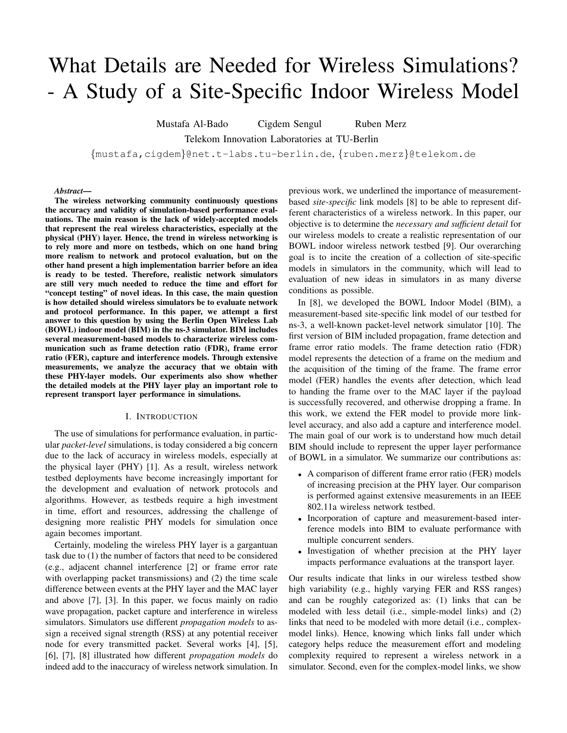# What Details are Needed for Wireless Simulations? - A Study of a Site-Specific Indoor Wireless Model

Mustafa Al-Bado   Cigdem Sengul   Ruben Merz

Telekom Innovation Laboratories at TU-Berlin

{mustafa,cigdem}@net.t-labs.tu-berlin.de, {ruben.merz}@telekom.de

***Abstract*—**
**The wireless networking community continuously questions the accuracy and validity of simulation-based performance evaluations. The main reason is the lack of widely-accepted models that represent the real wireless characteristics, especially at the physical (PHY) layer. Hence, the trend in wireless networking is to rely more and more on testbeds, which on one hand bring more realism to network and protocol evaluation, but on the other hand present a high implementation barrier before an idea is ready to be tested. Therefore, realistic network simulators are still very much needed to reduce the time and effort for "concept testing" of novel ideas. In this case, the main question is how detailed should wireless simulators be to evaluate network and protocol performance. In this paper, we attempt a first answer to this question by using the Berlin Open Wireless Lab (BOWL) indoor model (BIM) in the ns-3 simulator. BIM includes several measurement-based models to characterize wireless communication such as frame detection ratio (FDR), frame error ratio (FER), capture and interference models. Through extensive measurements, we analyze the accuracy that we obtain with these PHY-layer models. Our experiments also show whether the detailed models at the PHY layer play an important role to represent transport layer performance in simulations.**

## I. Introduction

The use of simulations for performance evaluation, in particular *packet-level* simulations, is today considered a big concern due to the lack of accuracy in wireless models, especially at the physical layer (PHY) [1]. As a result, wireless network testbed deployments have become increasingly important for the development and evaluation of network protocols and algorithms. However, as testbeds require a high investment in time, effort and resources, addressing the challenge of designing more realistic PHY models for simulation once again becomes important.

Certainly, modeling the wireless PHY layer is a gargantuan task due to (1) the number of factors that need to be considered (e.g., adjacent channel interference [2] or frame error rate with overlapping packet transmissions) and (2) the time scale difference between events at the PHY layer and the MAC layer and above [7], [3]. In this paper, we focus mainly on radio wave propagation, packet capture and interference in wireless simulators. Simulators use different *propagation models* to assign a received signal strength (RSS) at any potential receiver node for every transmitted packet. Several works [4], [5], [6], [7], [8] illustrated how different *propagation models* do indeed add to the inaccuracy of wireless network simulation. In previous work, we underlined the importance of measurement-based *site-specific* link models [8] to be able to represent different characteristics of a wireless network. In this paper, our objective is to determine the *necessary and sufficient detail* for our wireless models to create a realistic representation of our BOWL indoor wireless network testbed [9]. Our overarching goal is to incite the creation of a collection of site-specific models in simulators in the community, which will lead to evaluation of new ideas in simulators in as many diverse conditions as possible.

In [8], we developed the BOWL Indoor Model (BIM), a measurement-based site-specific link model of our testbed for ns-3, a well-known packet-level network simulator [10]. The first version of BIM included propagation, frame detection and frame error ratio models. The frame detection ratio (FDR) model represents the detection of a frame on the medium and the acquisition of the timing of the frame. The frame error model (FER) handles the events after detection, which lead to handing the frame over to the MAC layer if the payload is successfully recovered, and otherwise dropping a frame. In this work, we extend the FER model to provide more link-level accuracy, and also add a capture and interference model. The main goal of our work is to understand how much detail BIM should include to represent the upper layer performance of BOWL in a simulator. We summarize our contributions as:

- A comparison of different frame error ratio (FER) models of increasing precision at the PHY layer. Our comparison is performed against extensive measurements in an IEEE 802.11a wireless network testbed.
- Incorporation of capture and measurement-based interference models into BIM to evaluate performance with multiple concurrent senders.
- Investigation of whether precision at the PHY layer impacts performance evaluations at the transport layer.

Our results indicate that links in our wireless testbed show high variability (e.g., highly varying FER and RSS ranges) and can be roughly categorized as: (1) links that can be modeled with less detail (i.e., simple-model links) and (2) links that need to be modeled with more detail (i.e., complex-model links). Hence, knowing which links fall under which category helps reduce the measurement effort and modeling complexity required to represent a wireless network in a simulator. Second, even for the complex-model links, we show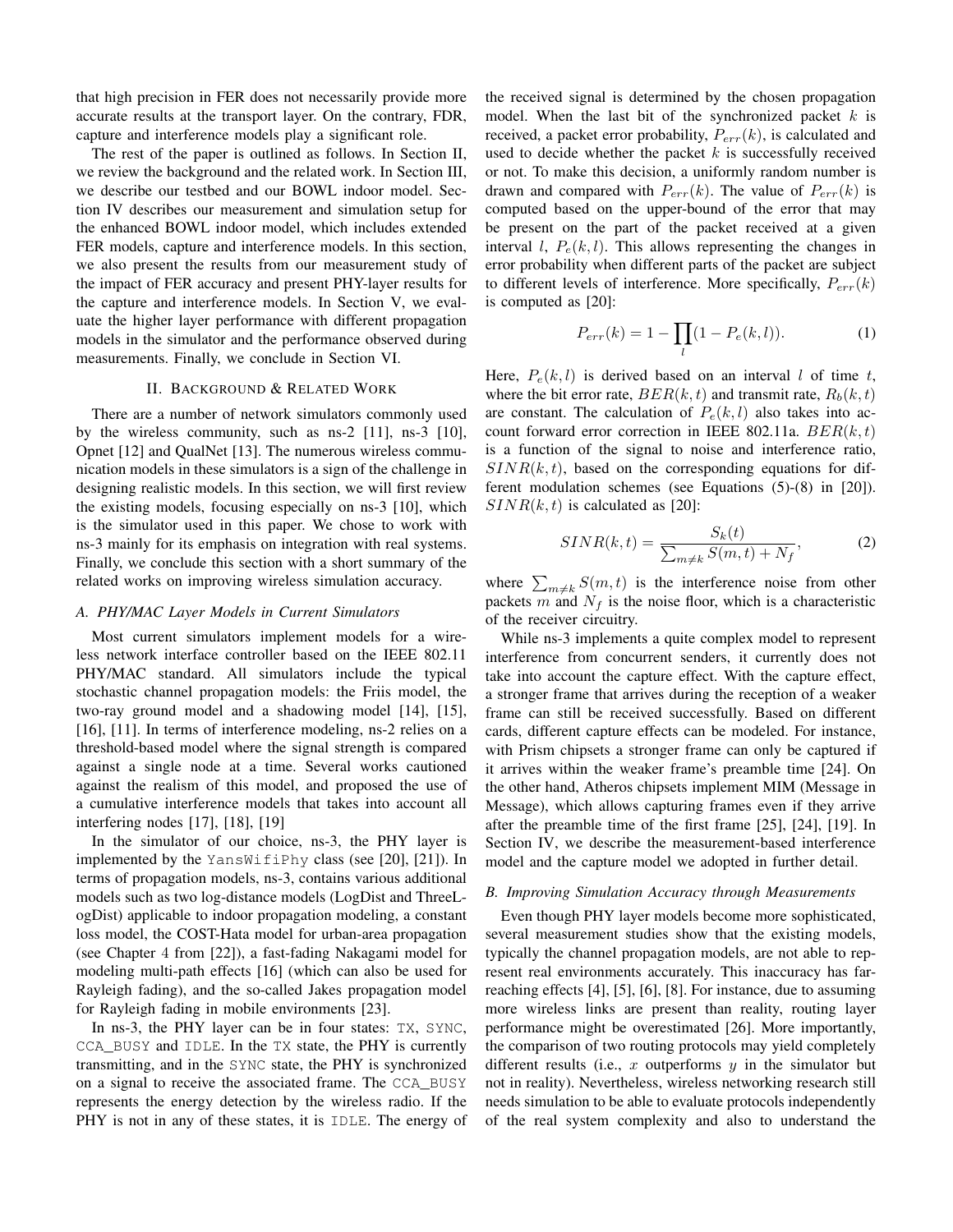that high precision in FER does not necessarily provide more accurate results at the transport layer. On the contrary, FDR, capture and interference models play a significant role.

The rest of the paper is outlined as follows. In Section II, we review the background and the related work. In Section III, we describe our testbed and our BOWL indoor model. Section IV describes our measurement and simulation setup for the enhanced BOWL indoor model, which includes extended FER models, capture and interference models. In this section, we also present the results from our measurement study of the impact of FER accuracy and present PHY-layer results for the capture and interference models. In Section V, we evaluate the higher layer performance with different propagation models in the simulator and the performance observed during measurements. Finally, we conclude in Section VI.

## II. Background & Related Work

There are a number of network simulators commonly used by the wireless community, such as ns-2 [11], ns-3 [10], Opnet [12] and QualNet [13]. The numerous wireless communication models in these simulators is a sign of the challenge in designing realistic models. In this section, we will first review the existing models, focusing especially on ns-3 [10], which is the simulator used in this paper. We chose to work with ns-3 mainly for its emphasis on integration with real systems. Finally, we conclude this section with a short summary of the related works on improving wireless simulation accuracy.

### A. PHY/MAC Layer Models in Current Simulators

Most current simulators implement models for a wireless network interface controller based on the IEEE 802.11 PHY/MAC standard. All simulators include the typical stochastic channel propagation models: the Friis model, the two-ray ground model and a shadowing model [14], [15], [16], [11]. In terms of interference modeling, ns-2 relies on a threshold-based model where the signal strength is compared against a single node at a time. Several works cautioned against the realism of this model, and proposed the use of a cumulative interference models that takes into account all interfering nodes [17], [18], [19]

In the simulator of our choice, ns-3, the PHY layer is implemented by the `YansWifiPhy` class (see [20], [21]). In terms of propagation models, ns-3, contains various additional models such as two log-distance models (LogDist and ThreeLogDist) applicable to indoor propagation modeling, a constant loss model, the COST-Hata model for urban-area propagation (see Chapter 4 from [22]), a fast-fading Nakagami model for modeling multi-path effects [16] (which can also be used for Rayleigh fading), and the so-called Jakes propagation model for Rayleigh fading in mobile environments [23].

In ns-3, the PHY layer can be in four states: `TX`, `SYNC`, `CCA_BUSY` and `IDLE`. In the `TX` state, the PHY is currently transmitting, and in the `SYNC` state, the PHY is synchronized on a signal to receive the associated frame. The `CCA_BUSY` represents the energy detection by the wireless radio. If the PHY is not in any of these states, it is `IDLE`. The energy of the received signal is determined by the chosen propagation model. When the last bit of the synchronized packet $k$ is received, a packet error probability, $P_{err}(k)$, is calculated and used to decide whether the packet $k$ is successfully received or not. To make this decision, a uniformly random number is drawn and compared with $P_{err}(k)$. The value of $P_{err}(k)$ is computed based on the upper-bound of the error that may be present on the part of the packet received at a given interval $l$, $P_e(k, l)$. This allows representing the changes in error probability when different parts of the packet are subject to different levels of interference. More specifically, $P_{err}(k)$ is computed as [20]:

$$P_{err}(k) = 1 - \prod_{l} (1 - P_e(k, l)). \tag{1}$$

Here, $P_e(k, l)$ is derived based on an interval $l$ of time $t$, where the bit error rate, $BER(k, t)$ and transmit rate, $R_b(k, t)$ are constant. The calculation of $P_e(k, l)$ also takes into account forward error correction in IEEE 802.11a. $BER(k, t)$ is a function of the signal to noise and interference ratio, $SINR(k, t)$, based on the corresponding equations for different modulation schemes (see Equations (5)-(8) in [20]). $SINR(k, t)$ is calculated as [20]:

$$SINR(k, t) = \frac{S_k(t)}{\sum_{m \neq k} S(m, t) + N_f}, \tag{2}$$

where $\sum_{m \neq k} S(m, t)$ is the interference noise from other packets $m$ and $N_f$ is the noise floor, which is a characteristic of the receiver circuitry.

While ns-3 implements a quite complex model to represent interference from concurrent senders, it currently does not take into account the capture effect. With the capture effect, a stronger frame that arrives during the reception of a weaker frame can still be received successfully. Based on different cards, different capture effects can be modeled. For instance, with Prism chipsets a stronger frame can only be captured if it arrives within the weaker frame's preamble time [24]. On the other hand, Atheros chipsets implement MIM (Message in Message), which allows capturing frames even if they arrive after the preamble time of the first frame [25], [24], [19]. In Section IV, we describe the measurement-based interference model and the capture model we adopted in further detail.

### B. Improving Simulation Accuracy through Measurements

Even though PHY layer models become more sophisticated, several measurement studies show that the existing models, typically the channel propagation models, are not able to represent real environments accurately. This inaccuracy has far-reaching effects [4], [5], [6], [8]. For instance, due to assuming more wireless links are present than reality, routing layer performance might be overestimated [26]. More importantly, the comparison of two routing protocols may yield completely different results (i.e., $x$ outperforms $y$ in the simulator but not in reality). Nevertheless, wireless networking research still needs simulation to be able to evaluate protocols independently of the real system complexity and also to understand the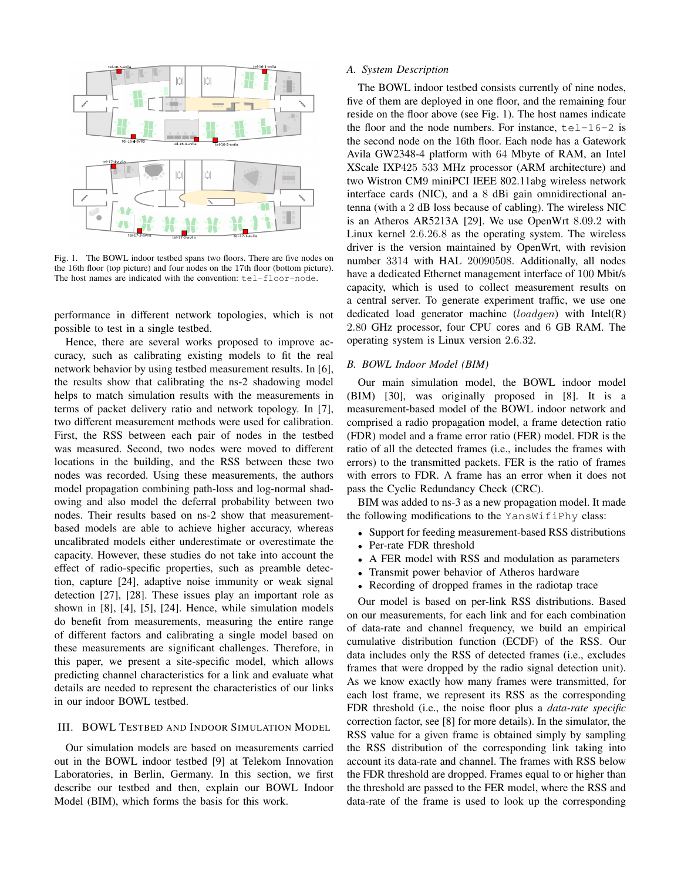tel-16-5-avila
tel-16-1-avila
tel-16-4-avila
tel-16-3-avila
tel-16-2-avila
tel-17-4-avila
tel-17-3-avila
tel-17-2-avila
tel-17-1-avila

Fig. 1. The BOWL indoor testbed spans two floors. There are five nodes on the 16th floor (top picture) and four nodes on the 17th floor (bottom picture). The host names are indicated with the convention: `tel-floor-node`.

performance in different network topologies, which is not possible to test in a single testbed.

Hence, there are several works proposed to improve accuracy, such as calibrating existing models to fit the real network behavior by using testbed measurement results. In [6], the results show that calibrating the ns-2 shadowing model helps to match simulation results with the measurements in terms of packet delivery ratio and network topology. In [7], two different measurement methods were used for calibration. First, the RSS between each pair of nodes in the testbed was measured. Second, two nodes were moved to different locations in the building, and the RSS between these two nodes was recorded. Using these measurements, the authors model propagation combining path-loss and log-normal shadowing and also model the deferral probability between two nodes. Their results based on ns-2 show that measurement-based models are able to achieve higher accuracy, whereas uncalibrated models either underestimate or overestimate the capacity. However, these studies do not take into account the effect of radio-specific properties, such as preamble detection, capture [24], adaptive noise immunity or weak signal detection [27], [28]. These issues play an important role as shown in [8], [4], [5], [24]. Hence, while simulation models do benefit from measurements, measuring the entire range of different factors and calibrating a single model based on these measurements are significant challenges. Therefore, in this paper, we present a site-specific model, which allows predicting channel characteristics for a link and evaluate what details are needed to represent the characteristics of our links in our indoor BOWL testbed.

## III. BOWL Testbed and Indoor Simulation Model

Our simulation models are based on measurements carried out in the BOWL indoor testbed [9] at Telekom Innovation Laboratories, in Berlin, Germany. In this section, we first describe our testbed and then, explain our BOWL Indoor Model (BIM), which forms the basis for this work.

### A. System Description

The BOWL indoor testbed consists currently of nine nodes, five of them are deployed in one floor, and the remaining four reside on the floor above (see Fig. 1). The host names indicate the floor and the node numbers. For instance, `tel-16-2` is the second node on the 16th floor. Each node has a Gatework Avila GW2348-4 platform with 64 Mbyte of RAM, an Intel XScale IXP425 533 MHz processor (ARM architecture) and two Wistron CM9 miniPCI IEEE 802.11abg wireless network interface cards (NIC), and a 8 dBi gain omnidirectional antenna (with a 2 dB loss because of cabling). The wireless NIC is an Atheros AR5213A [29]. We use OpenWrt 8.09.2 with Linux kernel 2.6.26.8 as the operating system. The wireless driver is the version maintained by OpenWrt, with revision number 3314 with HAL 20090508. Additionally, all nodes have a dedicated Ethernet management interface of 100 Mbit/s capacity, which is used to collect measurement results on a central server. To generate experiment traffic, we use one dedicated load generator machine (*loadgen*) with Intel(R) 2.80 GHz processor, four CPU cores and 6 GB RAM. The operating system is Linux version 2.6.32.

### B. BOWL Indoor Model (BIM)

Our main simulation model, the BOWL indoor model (BIM) [30], was originally proposed in [8]. It is a measurement-based model of the BOWL indoor network and comprised a radio propagation model, a frame detection ratio (FDR) model and a frame error ratio (FER) model. FDR is the ratio of all the detected frames (i.e., includes the frames with errors) to the transmitted packets. FER is the ratio of frames with errors to FDR. A frame has an error when it does not pass the Cyclic Redundancy Check (CRC).

BIM was added to ns-3 as a new propagation model. It made the following modifications to the `YansWifiPhy` class:

- Support for feeding measurement-based RSS distributions
- Per-rate FDR threshold
- A FER model with RSS and modulation as parameters
- Transmit power behavior of Atheros hardware
- Recording of dropped frames in the radiotap trace

Our model is based on per-link RSS distributions. Based on our measurements, for each link and for each combination of data-rate and channel frequency, we build an empirical cumulative distribution function (ECDF) of the RSS. Our data includes only the RSS of detected frames (i.e., excludes frames that were dropped by the radio signal detection unit). As we know exactly how many frames were transmitted, for each lost frame, we represent its RSS as the corresponding FDR threshold (i.e., the noise floor plus a *data-rate specific* correction factor, see [8] for more details). In the simulator, the RSS value for a given frame is obtained simply by sampling the RSS distribution of the corresponding link taking into account its data-rate and channel. The frames with RSS below the FDR threshold are dropped. Frames equal to or higher than the threshold are passed to the FER model, where the RSS and data-rate of the frame is used to look up the corresponding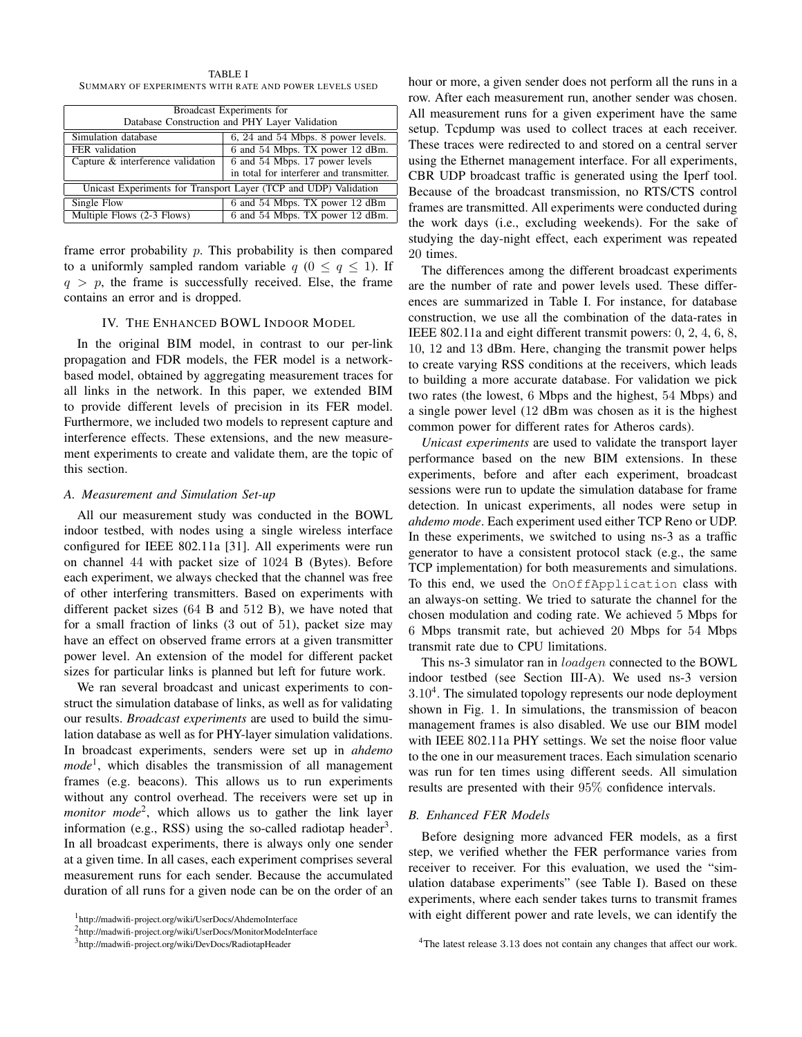TABLE I
SUMMARY OF EXPERIMENTS WITH RATE AND POWER LEVELS USED

| | |
|---|---|
| Broadcast Experiments for Database Construction and PHY Layer Validation | |
| Simulation database | 6, 24 and 54 Mbps. 8 power levels. |
| FER validation | 6 and 54 Mbps. TX power 12 dBm. |
| Capture & interference validation | 6 and 54 Mbps. 17 power levels in total for interferer and transmitter. |
| Unicast Experiments for Transport Layer (TCP and UDP) Validation | |
| Single Flow | 6 and 54 Mbps. TX power 12 dBm |
| Multiple Flows (2-3 Flows) | 6 and 54 Mbps. TX power 12 dBm. |

frame error probability $p$. This probability is then compared to a uniformly sampled random variable $q$ ($0 \leq q \leq 1$). If $q > p$, the frame is successfully received. Else, the frame contains an error and is dropped.

## IV. The Enhanced BOWL Indoor Model

In the original BIM model, in contrast to our per-link propagation and FDR models, the FER model is a network-based model, obtained by aggregating measurement traces for all links in the network. In this paper, we extended BIM to provide different levels of precision in its FER model. Furthermore, we included two models to represent capture and interference effects. These extensions, and the new measurement experiments to create and validate them, are the topic of this section.

### A. Measurement and Simulation Set-up

All our measurement study was conducted in the BOWL indoor testbed, with nodes using a single wireless interface configured for IEEE 802.11a [31]. All experiments were run on channel 44 with packet size of 1024 B (Bytes). Before each experiment, we always checked that the channel was free of other interfering transmitters. Based on experiments with different packet sizes (64 B and 512 B), we have noted that for a small fraction of links (3 out of 51), packet size may have an effect on observed frame errors at a given transmitter power level. An extension of the model for different packet sizes for particular links is planned but left for future work.

We ran several broadcast and unicast experiments to construct the simulation database of links, as well as for validating our results. *Broadcast experiments* are used to build the simulation database as well as for PHY-layer simulation validations. In broadcast experiments, senders were set up in *ahdemo mode*[1], which disables the transmission of all management frames (e.g. beacons). This allows us to run experiments without any control overhead. The receivers were set up in *monitor mode*[2], which allows us to gather the link layer information (e.g., RSS) using the so-called radiotap header[3]. In all broadcast experiments, there is always only one sender at a given time. In all cases, each experiment comprises several measurement runs for each sender. Because the accumulated duration of all runs for a given node can be on the order of an hour or more, a given sender does not perform all the runs in a row. After each measurement run, another sender was chosen. All measurement runs for a given experiment have the same setup. Tcpdump was used to collect traces at each receiver. These traces were redirected to and stored on a central server using the Ethernet management interface. For all experiments, CBR UDP broadcast traffic is generated using the Iperf tool. Because of the broadcast transmission, no RTS/CTS control frames are transmitted. All experiments were conducted during the work days (i.e., excluding weekends). For the sake of studying the day-night effect, each experiment was repeated 20 times.

The differences among the different broadcast experiments are the number of rate and power levels used. These differences are summarized in Table I. For instance, for database construction, we use all the combination of the data-rates in IEEE 802.11a and eight different transmit powers: 0, 2, 4, 6, 8, 10, 12 and 13 dBm. Here, changing the transmit power helps to create varying RSS conditions at the receivers, which leads to building a more accurate database. For validation we pick two rates (the lowest, 6 Mbps and the highest, 54 Mbps) and a single power level (12 dBm was chosen as it is the highest common power for different rates for Atheros cards).

*Unicast experiments* are used to validate the transport layer performance based on the new BIM extensions. In these experiments, before and after each experiment, broadcast sessions were run to update the simulation database for frame detection. In unicast experiments, all nodes were setup in *ahdemo mode*. Each experiment used either TCP Reno or UDP. In these experiments, we switched to using ns-3 as a traffic generator to have a consistent protocol stack (e.g., the same TCP implementation) for both measurements and simulations. To this end, we used the `OnOffApplication` class with an always-on setting. We tried to saturate the channel for the chosen modulation and coding rate. We achieved 5 Mbps for 6 Mbps transmit rate, but achieved 20 Mbps for 54 Mbps transmit rate due to CPU limitations.

This ns-3 simulator ran in *loadgen* connected to the BOWL indoor testbed (see Section III-A). We used ns-3 version 3.10[4]. The simulated topology represents our node deployment shown in Fig. 1. In simulations, the transmission of beacon management frames is also disabled. We use our BIM model with IEEE 802.11a PHY settings. We set the noise floor value to the one in our measurement traces. Each simulation scenario was run for ten times using different seeds. All simulation results are presented with their 95% confidence intervals.

### B. Enhanced FER Models

Before designing more advanced FER models, as a first step, we verified whether the FER performance varies from receiver to receiver. For this evaluation, we used the "simulation database experiments" (see Table I). Based on these experiments, where each sender takes turns to transmit frames with eight different power and rate levels, we can identify the

[1] http://madwifi-project.org/wiki/UserDocs/AhdemoInterface

[2] http://madwifi-project.org/wiki/UserDocs/MonitorModeInterface

[3] http://madwifi-project.org/wiki/DevDocs/RadiotapHeader

[4] The latest release 3.13 does not contain any changes that affect our work.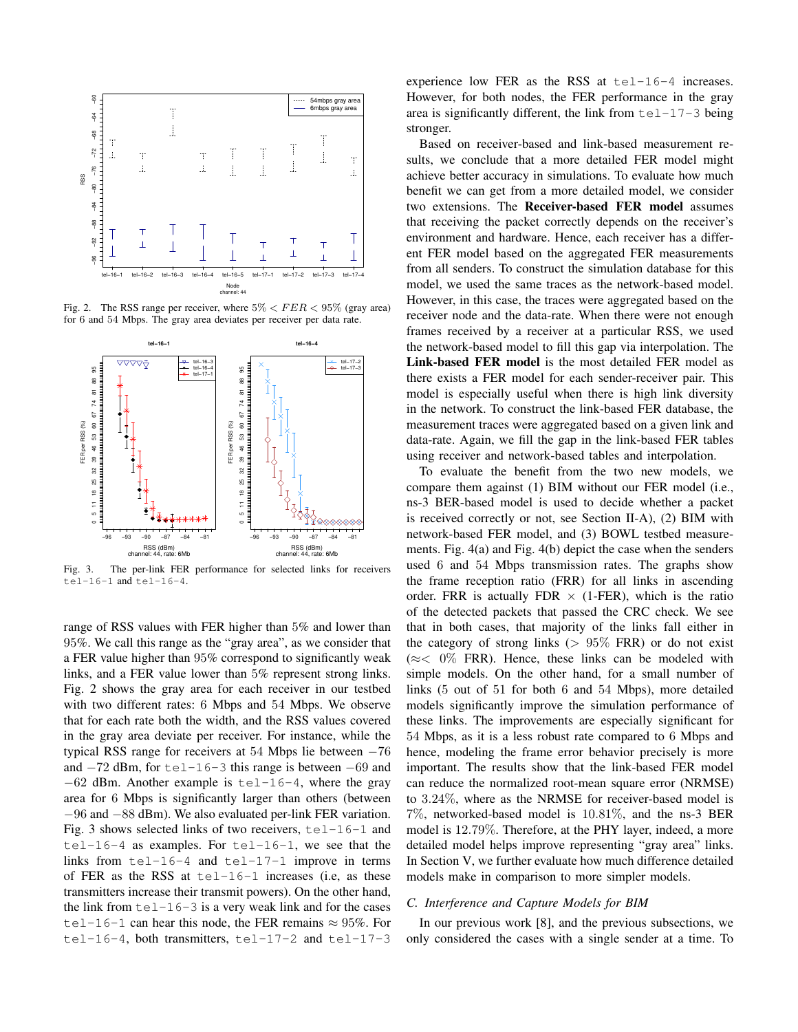54mbps gray area
6mbps gray area

RSS

-60 -64 -68 -72 -76 -80 -84 -88 -92 -96

tel-16-1 tel-16-2 tel-16-3 tel-16-4 tel-16-5 tel-17-1 tel-17-2 tel-17-3 tel-17-4

Node
channel: 44

Fig. 2. The RSS range per receiver, where $5\% < FER < 95\%$ (gray area) for 6 and 54 Mbps. The gray area deviates per receiver per data rate.

tel-16-1

tel-16-3
tel-16-4
tel-17-1

FER per RSS (%)

0 5 11 18 25 32 39 46 53 60 67 74 81 88 95

-96 -93 -90 -87 -84 -81

RSS (dBm)
channel: 44, rate: 6Mb

tel-16-4

tel-17-2
tel-17-3

FER per RSS (%)

0 5 11 18 25 32 39 46 53 60 67 74 81 88 95

-96 -93 -90 -87 -84 -81

RSS (dBm)
channel: 44, rate: 6Mb

Fig. 3. The per-link FER performance for selected links for receivers `tel-16-1` and `tel-16-4`.

range of RSS values with FER higher than 5% and lower than 95%. We call this range as the "gray area", as we consider that a FER value higher than 95% correspond to significantly weak links, and a FER value lower than 5% represent strong links. Fig. 2 shows the gray area for each receiver in our testbed with two different rates: 6 Mbps and 54 Mbps. We observe that for each rate both the width, and the RSS values covered in the gray area deviate per receiver. For instance, while the typical RSS range for receivers at 54 Mbps lie between $-76$ and $-72$ dBm, for `tel-16-3` this range is between $-69$ and $-62$ dBm. Another example is `tel-16-4`, where the gray area for 6 Mbps is significantly larger than others (between $-96$ and $-88$ dBm). We also evaluated per-link FER variation. Fig. 3 shows selected links of two receivers, `tel-16-1` and `tel-16-4` as examples. For `tel-16-1`, we see that the links from `tel-16-4` and `tel-17-1` improve in terms of FER as the RSS at `tel-16-1` increases (i.e, as these transmitters increase their transmit powers). On the other hand, the link from `tel-16-3` is a very weak link and for the cases `tel-16-1` can hear this node, the FER remains $\approx 95\%$. For `tel-16-4`, both transmitters, `tel-17-2` and `tel-17-3` experience low FER as the RSS at `tel-16-4` increases. However, for both nodes, the FER performance in the gray area is significantly different, the link from `tel-17-3` being stronger.

Based on receiver-based and link-based measurement results, we conclude that a more detailed FER model might achieve better accuracy in simulations. To evaluate how much benefit we can get from a more detailed model, we consider two extensions. The **Receiver-based FER model** assumes that receiving the packet correctly depends on the receiver's environment and hardware. Hence, each receiver has a different FER model based on the aggregated FER measurements from all senders. To construct the simulation database for this model, we used the same traces as the network-based model. However, in this case, the traces were aggregated based on the receiver node and the data-rate. When there were not enough frames received by a receiver at a particular RSS, we used the network-based model to fill this gap via interpolation. The **Link-based FER model** is the most detailed FER model as there exists a FER model for each sender-receiver pair. This model is especially useful when there is high link diversity in the network. To construct the link-based FER database, the measurement traces were aggregated based on a given link and data-rate. Again, we fill the gap in the link-based FER tables using receiver and network-based tables and interpolation.

To evaluate the benefit from the two new models, we compare them against (1) BIM without our FER model (i.e., ns-3 BER-based model is used to decide whether a packet is received correctly or not, see Section II-A), (2) BIM with network-based FER model, and (3) BOWL testbed measurements. Fig. 4(a) and Fig. 4(b) depict the case when the senders used 6 and 54 Mbps transmission rates. The graphs show the frame reception ratio (FRR) for all links in ascending order. FRR is actually FDR $\times$ (1-FER), which is the ratio of the detected packets that passed the CRC check. We see that in both cases, that majority of the links fall either in the category of strong links ($> 95\%$ FRR) or do not exist ($\approx< 0\%$ FRR). Hence, these links can be modeled with simple models. On the other hand, for a small number of links (5 out of 51 for both 6 and 54 Mbps), more detailed models significantly improve the simulation performance of these links. The improvements are especially significant for 54 Mbps, as it is a less robust rate compared to 6 Mbps and hence, modeling the frame error behavior precisely is more important. The results show that the link-based FER model can reduce the normalized root-mean square error (NRMSE) to 3.24%, where as the NRMSE for receiver-based model is 7%, networked-based model is 10.81%, and the ns-3 BER model is 12.79%. Therefore, at the PHY layer, indeed, a more detailed model helps improve representing "gray area" links. In Section V, we further evaluate how much difference detailed models make in comparison to more simpler models.

### *C. Interference and Capture Models for BIM*

In our previous work [8], and the previous subsections, we only considered the cases with a single sender at a time. To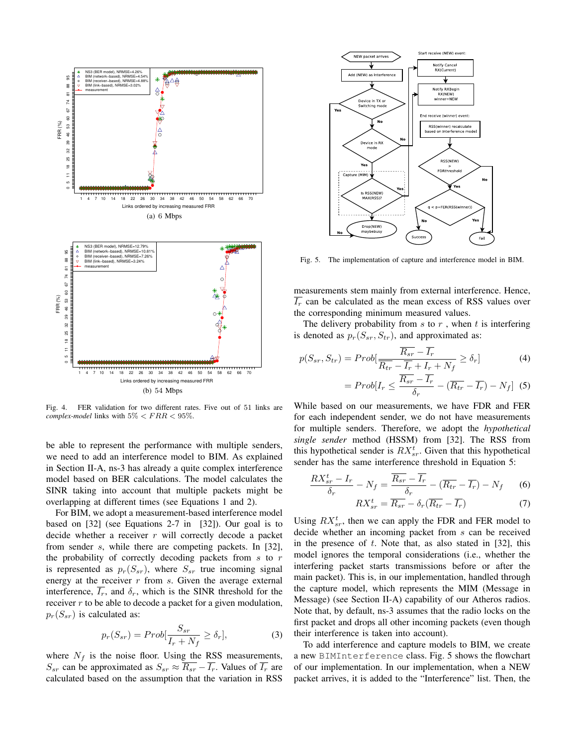NS3 (BER model), NRMSE=4.26%
BIM (network–based), NRMSE=4.54%
BIM (receiver–based), NRMSE=4.88%
BIM (link–based), NRMSE=3.02%
measurement

FRR (%)

Links ordered by increasing measured FRR

(a) 6 Mbps

NS3 (BER model), NRMSE=12.79%
BIM (network–based), NRMSE=10.81%
BIM (receiver–based), NRMSE=7.26%
BIM (link–based), NRMSE=3.24%
measurement

FRR (%)

Links ordered by increasing measured FRR

(b) 54 Mbps

Fig. 4. FER validation for two different rates. Five out of 51 links are *complex-model* links with $5\% < FRR < 95\%$.

be able to represent the performance with multiple senders, we need to add an interference model to BIM. As explained in Section II-A, ns-3 has already a quite complex interference model based on BER calculations. The model calculates the SINR taking into account that multiple packets might be overlapping at different times (see Equations 1 and 2).

For BIM, we adopt a measurement-based interference model based on [32] (see Equations 2-7 in [32]). Our goal is to decide whether a receiver $r$ will correctly decode a packet from sender $s$, while there are competing packets. In [32], the probability of correctly decoding packets from $s$ to $r$ is represented as $p_r(S_{sr})$, where $S_{sr}$ true incoming signal energy at the receiver $r$ from $s$. Given the average external interference, $\overline{I_r}$, and $\delta_r$, which is the SINR threshold for the receiver $r$ to be able to decode a packet for a given modulation, $p_r(S_{sr})$ is calculated as:

$$p_r(S_{sr}) = Prob[\frac{S_{sr}}{I_r + N_f} \geq \delta_r], \tag{3}$$

where $N_f$ is the noise floor. Using the RSS measurements, $S_{sr}$ can be approximated as $S_{sr} \approx \overline{R_{sr}} - \overline{I_r}$. Values of $\overline{I_r}$ are calculated based on the assumption that the variation in RSS measurements stem mainly from external interference. Hence, $\overline{I_r}$ can be calculated as the mean excess of RSS values over the corresponding minimum measured values.

The delivery probability from $s$ to $r$ , when $t$ is interfering is denoted as $p_r(S_{sr}, S_{tr})$, and approximated as:

$$p(S_{sr}, S_{tr}) = Prob[\frac{\overline{R_{sr}} - \overline{I_r}}{\overline{R_{tr}} - \overline{I_r} + I_r + N_f} \geq \delta_r] \tag{4}$$

$$= Prob[I_r \leq \frac{\overline{R_{sr}} - \overline{I_r}}{\delta_r} - (\overline{R_{tr}} - \overline{I_r}) - N_f] \tag{5}$$

While based on our measurements, we have FDR and FER for each independent sender, we do not have measurements for multiple senders. Therefore, we adopt the *hypothetical single sender* method (HSSM) from [32]. The RSS from this hypothetical sender is $RX^t_{sr}$. Given that this hypothetical sender has the same interference threshold in Equation 5:

$$\frac{RX^t_{sr} - I_r}{\delta_r} - N_f = \frac{\overline{R_{sr}} - \overline{I_r}}{\delta_r} - (\overline{R_{tr}} - \overline{I_r}) - N_f \tag{6}$$

$$RX^t_{sr} = \overline{R_{sr}} - \delta_r(\overline{R_{tr}} - \overline{I_r}) \tag{7}$$

Using $RX^t_{sr}$, then we can apply the FDR and FER model to decide whether an incoming packet from $s$ can be received in the presence of $t$. Note that, as also stated in [32], this model ignores the temporal considerations (i.e., whether the interfering packet starts transmissions before or after the main packet). This is, in our implementation, handled through the capture model, which represents the MIM (Message in Message) (see Section II-A) capability of our Atheros radios. Note that, by default, ns-3 assumes that the radio locks on the first packet and drops all other incoming packets (even though their interference is taken into account).

To add interference and capture models to BIM, we create a new `BIMInterference` class. Fig. 5 shows the flowchart of our implementation. In our implementation, when a NEW packet arrives, it is added to the "Interference" list. Then, the

NEW packet arrives
Add (NEW) as Interference
Device in TX or Switching mode
Yes
No
Device in RX mode
No
Yes
Capture (MIM)
Is RSS(NEW) MAX(RSS)?
Yes
Drop(NEW) maybebusy
No
Start receive (NEW) event:
Notify Cancel RX(Current)
Notify RXBegin RX(NEW) winner=NEW
End receive (winner) event:
RSS(winner) recalculate based on Interference model
RSS(NEW) > FDRthreshold
No
Yes
q < p=FER(RSS(winner))
No
Yes
Success
Fail

Fig. 5. The implementation of capture and interference model in BIM.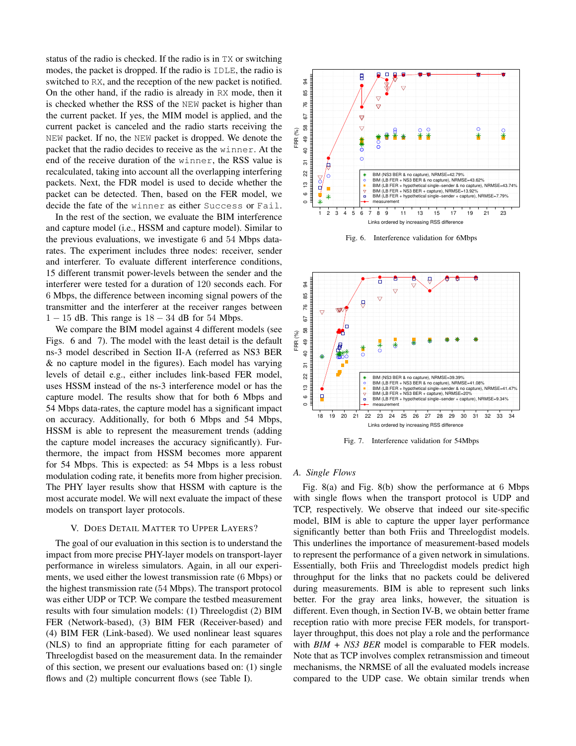status of the radio is checked. If the radio is in TX or switching modes, the packet is dropped. If the radio is IDLE, the radio is switched to RX, and the reception of the new packet is notified. On the other hand, if the radio is already in RX mode, then it is checked whether the RSS of the NEW packet is higher than the current packet. If yes, the MIM model is applied, and the current packet is canceled and the radio starts receiving the NEW packet. If no, the NEW packet is dropped. We denote the packet that the radio decides to receive as the winner. At the end of the receive duration of the winner, the RSS value is recalculated, taking into account all the overlapping interfering packets. Next, the FDR model is used to decide whether the packet can be detected. Then, based on the FER model, we decide the fate of the winner as either Success or Fail.

In the rest of the section, we evaluate the BIM interference and capture model (i.e., HSSM and capture model). Similar to the previous evaluations, we investigate 6 and 54 Mbps datarates. The experiment includes three nodes: receiver, sender and interferer. To evaluate different interference conditions, 15 different transmit power-levels between the sender and the interferer were tested for a duration of 120 seconds each. For 6 Mbps, the difference between incoming signal powers of the transmitter and the interferer at the receiver ranges between $1-15$ dB. This range is $18-34$ dB for 54 Mbps.

We compare the BIM model against 4 different models (see Figs. 6 and 7). The model with the least detail is the default ns-3 model described in Section II-A (referred as NS3 BER & no capture model in the figures). Each model has varying levels of detail e.g., either includes link-based FER model, uses HSSM instead of the ns-3 interference model or has the capture model. The results show that for both 6 Mbps and 54 Mbps data-rates, the capture model has a significant impact on accuracy. Additionally, for both 6 Mbps and 54 Mbps, HSSM is able to represent the measurement trends (adding the capture model increases the accuracy significantly). Furthermore, the impact from HSSM becomes more apparent for 54 Mbps. This is expected: as 54 Mbps is a less robust modulation coding rate, it benefits more from higher precision. The PHY layer results show that HSSM with capture is the most accurate model. We will next evaluate the impact of these models on transport layer protocols.

## V. Does Detail Matter to Upper Layers?

The goal of our evaluation in this section is to understand the impact from more precise PHY-layer models on transport-layer performance in wireless simulators. Again, in all our experiments, we used either the lowest transmission rate (6 Mbps) or the highest transmission rate (54 Mbps). The transport protocol was either UDP or TCP. We compare the testbed measurement results with four simulation models: (1) Threelogdist (2) BIM FER (Network-based), (3) BIM FER (Receiver-based) and (4) BIM FER (Link-based). We used nonlinear least squares (NLS) to find an appropriate fitting for each parameter of Threelogdist based on the measurement data. In the remainder of this section, we present our evaluations based on: (1) single flows and (2) multiple concurrent flows (see Table I).

FRR (%)
0 6 13 22 31 40 49 58 67 76 85 94
1 2 3 4 5 6 7 8 9 11 13 15 17 19 21 23
Links ordered by increasing RSS difference
BIM (NS3 BER & no capture), NRMSE=42.79%
BIM (LB FER + NS3 BER & no capture), NRMSE=43.62%
BIM (LB FER + hypothetical single−sender & no capture), NRMSE=43.74%
BIM (LB FER + NS3 BER + capture), NRMSE=13.92%
BIM (LB FER + hypothetical single−sender + capture), NRMSE=7.79%
measurement

Fig. 6. Interference validation for 6Mbps

FRR (%)
0 6 13 22 31 40 49 58 67 76 85 94
18 19 20 21 22 23 24 25 26 27 28 29 30 31 32 33 34
Links ordered by increasing RSS difference
BIM (NS3 BER & no capture), NRMSE=39.39%
BIM (LB FER + NS3 BER & no capture), NRMSE=41.08%
BIM (LB FER + hypothetical single−sender & no capture), NRMSE=41.47%
BIM (LB FER + NS3 BER + capture), NRMSE=20%
BIM (LB FER + hypothetical single−sender + capture), NRMSE=9.34%
measurement

Fig. 7. Interference validation for 54Mbps

### A. Single Flows

Fig. 8(a) and Fig. 8(b) show the performance at 6 Mbps with single flows when the transport protocol is UDP and TCP, respectively. We observe that indeed our site-specific model, BIM is able to capture the upper layer performance significantly better than both Friis and Threelogdist models. This underlines the importance of measurement-based models to represent the performance of a given network in simulations. Essentially, both Friis and Threelogdist models predict high throughput for the links that no packets could be delivered during measurements. BIM is able to represent such links better. For the gray area links, however, the situation is different. Even though, in Section IV-B, we obtain better frame reception ratio with more precise FER models, for transport-layer throughput, this does not play a role and the performance with *BIM + NS3 BER* model is comparable to FER models. Note that as TCP involves complex retransmission and timeout mechanisms, the NRMSE of all the evaluated models increase compared to the UDP case. We obtain similar trends when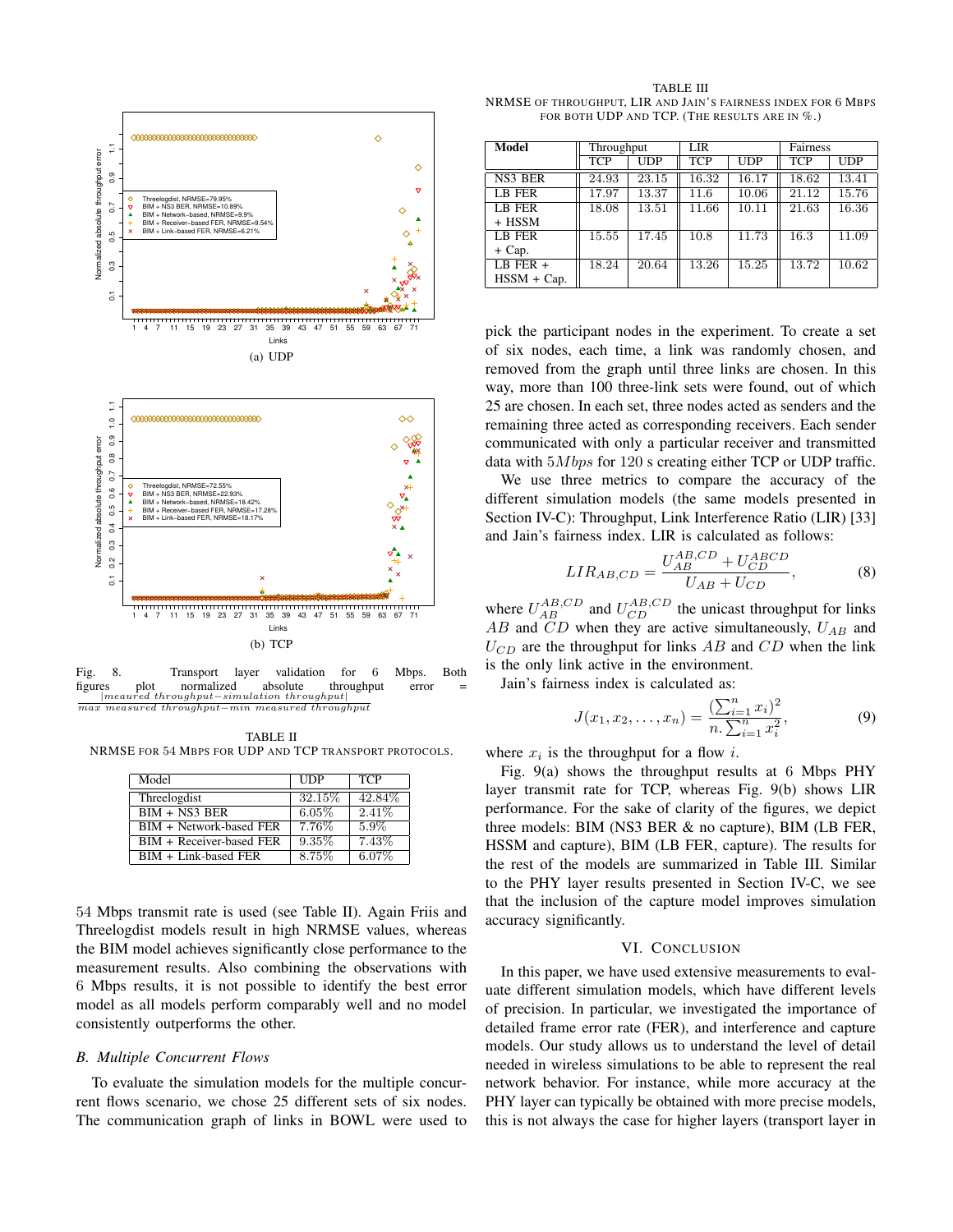Normalized absolute throughput error

Threelogdist, NRMSE=79.95%
BIM + NS3 BER, NRMSE=10.89%
BIM + Network–based, NRMSE=9.9%
BIM + Receiver–based FER, NRMSE=9.54%
BIM + Link–based FER, NRMSE=6.21%

Links

(a) UDP

Normalized absolute throughput error

Threelogdist, NRMSE=72.55%
BIM + NS3 BER, NRMSE=22.93%
BIM + Network–based, NRMSE=18.42%
BIM + Receiver–based FER, NRMSE=17.28%
BIM + Link–based FER, NRMSE=18.17%

Links

(b) TCP

Fig. 8. Transport layer validation for 6 Mbps. Both figures plot normalized absolute throughput error = $\frac{|meaured\ throughput - simulation\ throughput|}{max\ measured\ throughput - min\ measured\ throughput}$

TABLE II
NRMSE FOR 54 MBPS FOR UDP AND TCP TRANSPORT PROTOCOLS.

| Model | UDP | TCP |
|---|---|---|
| Threelogdist | 32.15% | 42.84% |
| BIM + NS3 BER | 6.05% | 2.41% |
| BIM + Network-based FER | 7.76% | 5.9% |
| BIM + Receiver-based FER | 9.35% | 7.43% |
| BIM + Link-based FER | 8.75% | 6.07% |

54 Mbps transmit rate is used (see Table II). Again Friis and Threelogdist models result in high NRMSE values, whereas the BIM model achieves significantly close performance to the measurement results. Also combining the observations with 6 Mbps results, it is not possible to identify the best error model as all models perform comparably well and no model consistently outperforms the other.

### B. Multiple Concurrent Flows

To evaluate the simulation models for the multiple concurrent flows scenario, we chose 25 different sets of six nodes. The communication graph of links in BOWL were used to pick the participant nodes in the experiment. To create a set of six nodes, each time, a link was randomly chosen, and removed from the graph until three links are chosen. In this way, more than 100 three-link sets were found, out of which 25 are chosen. In each set, three nodes acted as senders and the remaining three acted as corresponding receivers. Each sender communicated with only a particular receiver and transmitted data with $5Mbps$ for 120 s creating either TCP or UDP traffic.

TABLE III
NRMSE OF THROUGHPUT, LIR AND JAIN'S FAIRNESS INDEX FOR 6 MBPS FOR BOTH UDP AND TCP. (THE RESULTS ARE IN %.)

| Model | Throughput | | LIR | | Fairness | |
|---|---|---|---|---|---|---|
| | TCP | UDP | TCP | UDP | TCP | UDP |
| NS3 BER | 24.93 | 23.15 | 16.32 | 16.17 | 18.62 | 13.41 |
| LB FER | 17.97 | 13.37 | 11.6 | 10.06 | 21.12 | 15.76 |
| LB FER + HSSM | 18.08 | 13.51 | 11.66 | 10.11 | 21.63 | 16.36 |
| LB FER + Cap. | 15.55 | 17.45 | 10.8 | 11.73 | 16.3 | 11.09 |
| LB FER + HSSM + Cap. | 18.24 | 20.64 | 13.26 | 15.25 | 13.72 | 10.62 |

We use three metrics to compare the accuracy of the different simulation models (the same models presented in Section IV-C): Throughput, Link Interference Ratio (LIR) [33] and Jain's fairness index. LIR is calculated as follows:

$$LIR_{AB,CD} = \frac{U_{AB}^{AB,CD} + U_{CD}^{ABCD}}{U_{AB} + U_{CD}}, \tag{8}$$

where $U_{AB}^{AB,CD}$ and $U_{CD}^{AB,CD}$ the unicast throughput for links $AB$ and $CD$ when they are active simultaneously, $U_{AB}$ and $U_{CD}$ are the throughput for links $AB$ and $CD$ when the link is the only link active in the environment.

Jain's fairness index is calculated as:

$$J(x_1, x_2, \ldots, x_n) = \frac{(\sum_{i=1}^{n} x_i)^2}{n.\sum_{i=1}^{n} x_i^2}, \tag{9}$$

where $x_i$ is the throughput for a flow $i$.

Fig. 9(a) shows the throughput results at 6 Mbps PHY layer transmit rate for TCP, whereas Fig. 9(b) shows LIR performance. For the sake of clarity of the figures, we depict three models: BIM (NS3 BER & no capture), BIM (LB FER, HSSM and capture), BIM (LB FER, capture). The results for the rest of the models are summarized in Table III. Similar to the PHY layer results presented in Section IV-C, we see that the inclusion of the capture model improves simulation accuracy significantly.

## VI. CONCLUSION

In this paper, we have used extensive measurements to evaluate different simulation models, which have different levels of precision. In particular, we investigated the importance of detailed frame error rate (FER), and interference and capture models. Our study allows us to understand the level of detail needed in wireless simulations to be able to represent the real network behavior. For instance, while more accuracy at the PHY layer can typically be obtained with more precise models, this is not always the case for higher layers (transport layer in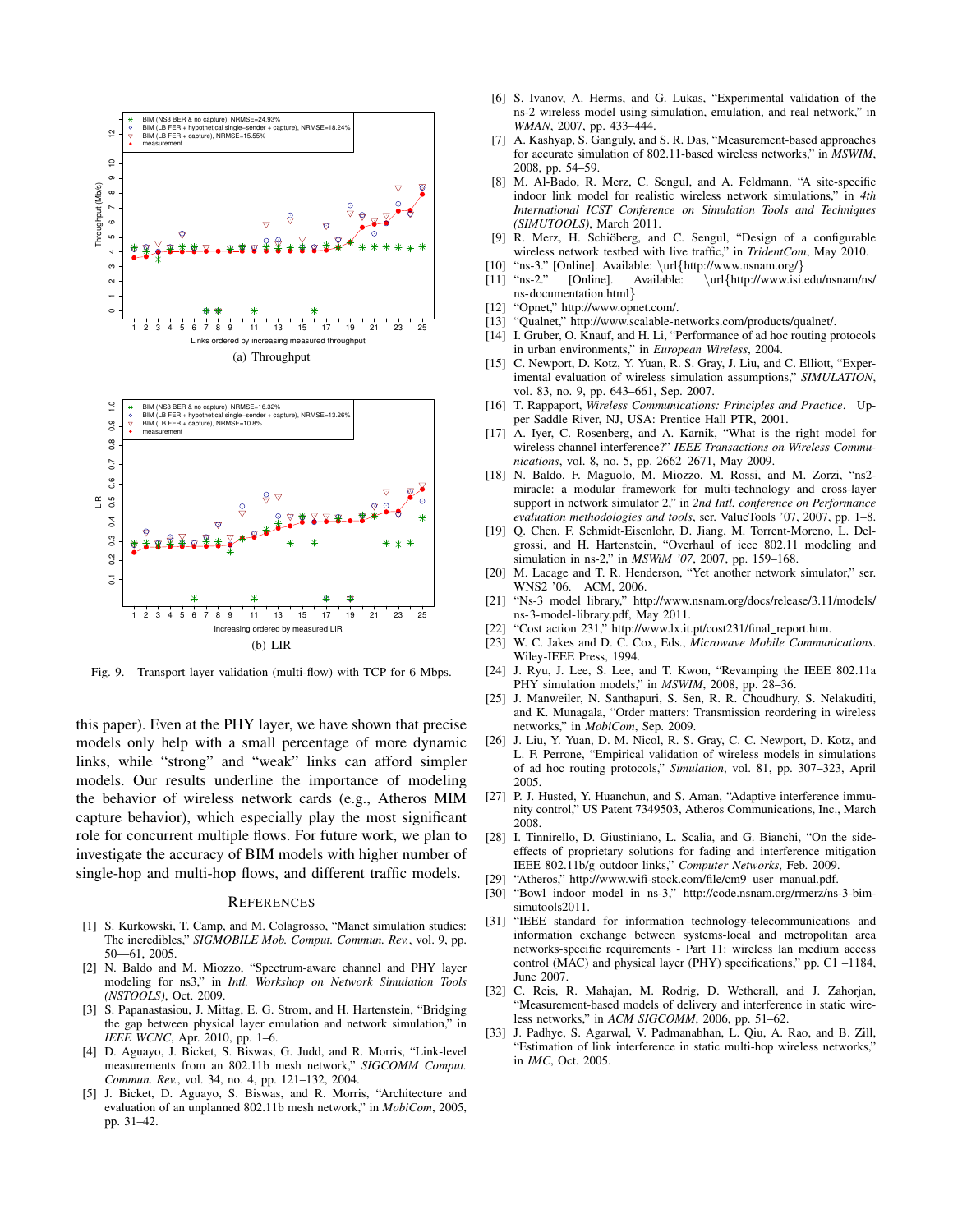BIM (NS3 BER & no capture), NRMSE=24.93%
BIM (LB FER + hypothetical single–sender + capture), NRMSE=18.24%
BIM (LB FER + capture), NRMSE=15.55%
measurement

Throughput (Mb/s)

Links ordered by increasing measured throughput

(a) Throughput

BIM (NS3 BER & no capture), NRMSE=16.32%
BIM (LB FER + hypothetical single–sender + capture), NRMSE=13.26%
BIM (LB FER + capture), NRMSE=10.8%
measurement

LIR

Increasing ordered by measured LIR

(b) LIR

Fig. 9. Transport layer validation (multi-flow) with TCP for 6 Mbps.

this paper). Even at the PHY layer, we have shown that precise models only help with a small percentage of more dynamic links, while "strong" and "weak" links can afford simpler models. Our results underline the importance of modeling the behavior of wireless network cards (e.g., Atheros MIM capture behavior), which especially play the most significant role for concurrent multiple flows. For future work, we plan to investigate the accuracy of BIM models with higher number of single-hop and multi-hop flows, and different traffic models.

## References

[1] S. Kurkowski, T. Camp, and M. Colagrosso, "Manet simulation studies: The incredibles," *SIGMOBILE Mob. Comput. Commun. Rev.*, vol. 9, pp. 50—61, 2005.

[2] N. Baldo and M. Miozzo, "Spectrum-aware channel and PHY layer modeling for ns3," in *Intl. Workshop on Network Simulation Tools (NSTOOLS)*, Oct. 2009.

[3] S. Papanastasiou, J. Mittag, E. G. Strom, and H. Hartenstein, "Bridging the gap between physical layer emulation and network simulation," in *IEEE WCNC*, Apr. 2010, pp. 1–6.

[4] D. Aguayo, J. Bicket, S. Biswas, G. Judd, and R. Morris, "Link-level measurements from an 802.11b mesh network," *SIGCOMM Comput. Commun. Rev.*, vol. 34, no. 4, pp. 121–132, 2004.

[5] J. Bicket, D. Aguayo, S. Biswas, and R. Morris, "Architecture and evaluation of an unplanned 802.11b mesh network," in *MobiCom*, 2005, pp. 31–42.

[6] S. Ivanov, A. Herms, and G. Lukas, "Experimental validation of the ns-2 wireless model using simulation, emulation, and real network," in *WMAN*, 2007, pp. 433–444.

[7] A. Kashyap, S. Ganguly, and S. R. Das, "Measurement-based approaches for accurate simulation of 802.11-based wireless networks," in *MSWIM*, 2008, pp. 54–59.

[8] M. Al-Bado, R. Merz, C. Sengul, and A. Feldmann, "A site-specific indoor link model for realistic wireless network simulations," in *4th International ICST Conference on Simulation Tools and Techniques (SIMUTOOLS)*, March 2011.

[9] R. Merz, H. Schiöberg, and C. Sengul, "Design of a configurable wireless network testbed with live traffic," in *TridentCom*, May 2010.

[10] "ns-3." [Online]. Available: \url{http://www.nsnam.org/}

[11] "ns-2." [Online]. Available: \url{http://www.isi.edu/nsnam/ns/ns-documentation.html}

[12] "Opnet," http://www.opnet.com/.

[13] "Qualnet," http://www.scalable-networks.com/products/qualnet/.

[14] I. Gruber, O. Knauf, and H. Li, "Performance of ad hoc routing protocols in urban environments," in *European Wireless*, 2004.

[15] C. Newport, D. Kotz, Y. Yuan, R. S. Gray, J. Liu, and C. Elliott, "Experimental evaluation of wireless simulation assumptions," *SIMULATION*, vol. 83, no. 9, pp. 643–661, Sep. 2007.

[16] T. Rappaport, *Wireless Communications: Principles and Practice*. Upper Saddle River, NJ, USA: Prentice Hall PTR, 2001.

[17] A. Iyer, C. Rosenberg, and A. Karnik, "What is the right model for wireless channel interference?" *IEEE Transactions on Wireless Communications*, vol. 8, no. 5, pp. 2662–2671, May 2009.

[18] N. Baldo, F. Maguolo, M. Miozzo, M. Rossi, and M. Zorzi, "ns2-miracle: a modular framework for multi-technology and cross-layer support in network simulator 2," in *2nd Intl. conference on Performance evaluation methodologies and tools*, ser. ValueTools '07, 2007, pp. 1–8.

[19] Q. Chen, F. Schmidt-Eisenlohr, D. Jiang, M. Torrent-Moreno, L. Delgrossi, and H. Hartenstein, "Overhaul of ieee 802.11 modeling and simulation in ns-2," in *MSWiM '07*, 2007, pp. 159–168.

[20] M. Lacage and T. R. Henderson, "Yet another network simulator," ser. WNS2 '06. ACM, 2006.

[21] "Ns-3 model library," http://www.nsnam.org/docs/release/3.11/models/ns-3-model-library.pdf, May 2011.

[22] "Cost action 231," http://www.lx.it.pt/cost231/final_report.htm.

[23] W. C. Jakes and D. C. Cox, Eds., *Microwave Mobile Communications*. Wiley-IEEE Press, 1994.

[24] J. Ryu, J. Lee, S. Lee, and T. Kwon, "Revamping the IEEE 802.11a PHY simulation models," in *MSWIM*, 2008, pp. 28–36.

[25] J. Manweiler, N. Santhapuri, S. Sen, R. R. Choudhury, S. Nelakuditi, and K. Munagala, "Order matters: Transmission reordering in wireless networks," in *MobiCom*, Sep. 2009.

[26] J. Liu, Y. Yuan, D. M. Nicol, R. S. Gray, C. C. Newport, D. Kotz, and L. F. Perrone, "Empirical validation of wireless models in simulations of ad hoc routing protocols," *Simulation*, vol. 81, pp. 307–323, April 2005.

[27] P. J. Husted, Y. Huanchun, and S. Aman, "Adaptive interference immunity control," US Patent 7349503, Atheros Communications, Inc., March 2008.

[28] I. Tinnirello, D. Giustiniano, L. Scalia, and G. Bianchi, "On the side-effects of proprietary solutions for fading and interference mitigation IEEE 802.11b/g outdoor links," *Computer Networks*, Feb. 2009.

[29] "Atheros," http://www.wifi-stock.com/file/cm9_user_manual.pdf.

[30] "Bowl indoor model in ns-3," http://code.nsnam.org/rmerz/ns-3-bim-simutools2011.

[31] "IEEE standard for information technology-telecommunications and information exchange between systems-local and metropolitan area networks-specific requirements - Part 11: wireless lan medium access control (MAC) and physical layer (PHY) specifications," pp. C1 –1184, June 2007.

[32] C. Reis, R. Mahajan, M. Rodrig, D. Wetherall, and J. Zahorjan, "Measurement-based models of delivery and interference in static wireless networks," in *ACM SIGCOMM*, 2006, pp. 51–62.

[33] J. Padhye, S. Agarwal, V. Padmanabhan, L. Qiu, A. Rao, and B. Zill, "Estimation of link interference in static multi-hop wireless networks," in *IMC*, Oct. 2005.